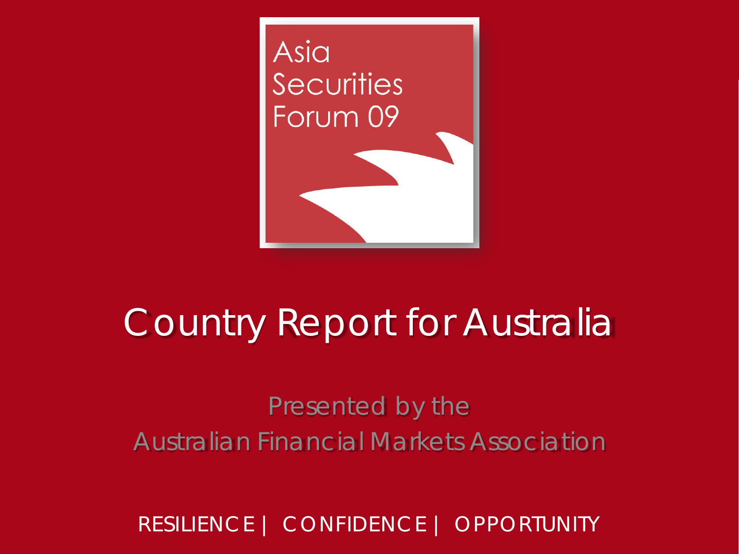Asia Securities Forum 09

# Country Report for Australia

Presented by the
Australian Financial Markets Association

RESILIENCE | CONFIDENCE | OPPORTUNITY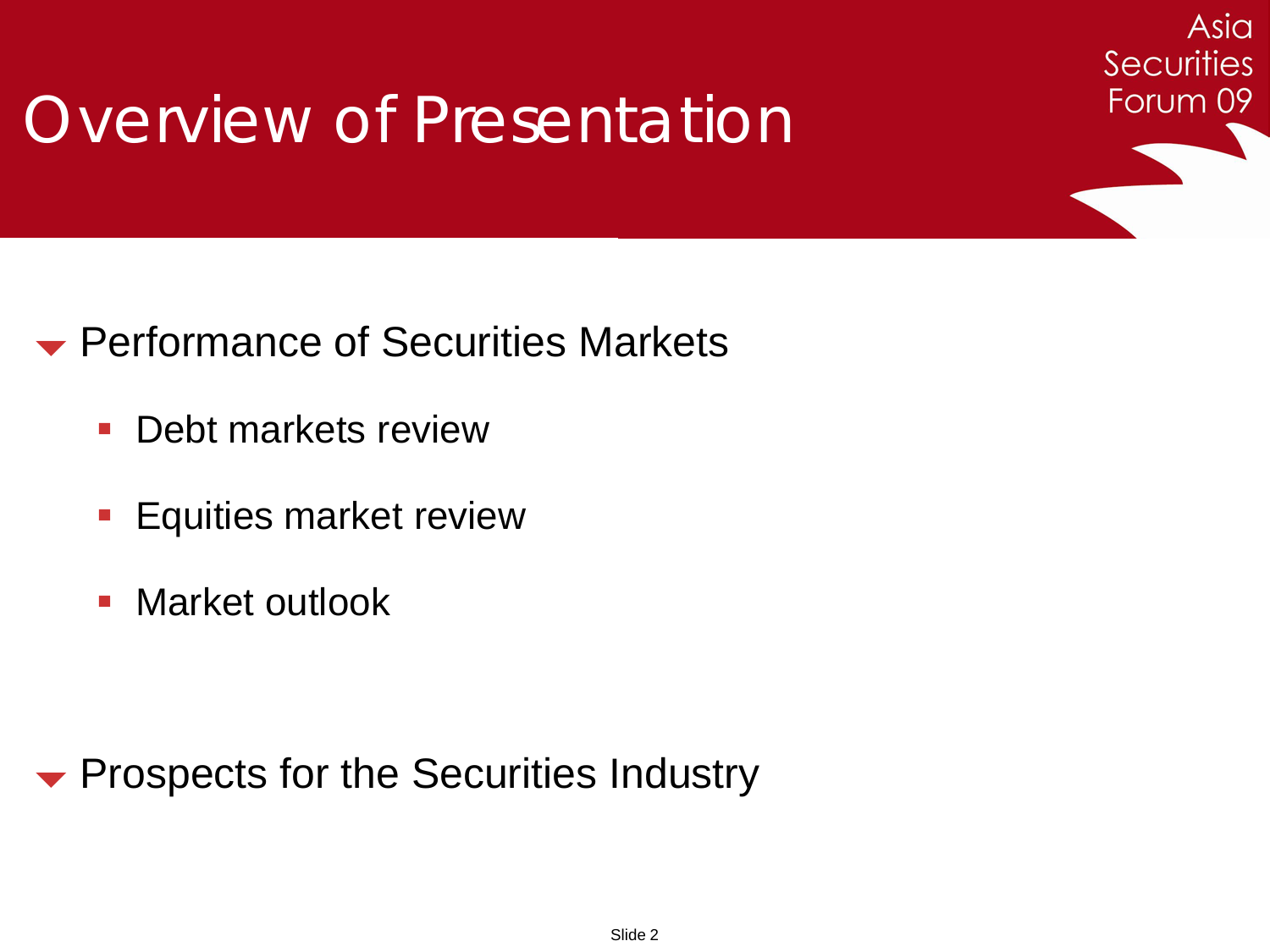# Overview of Presentation

- Performance of Securities Markets
  - Debt markets review
  - Equities market review
  - Market outlook

- Prospects for the Securities Industry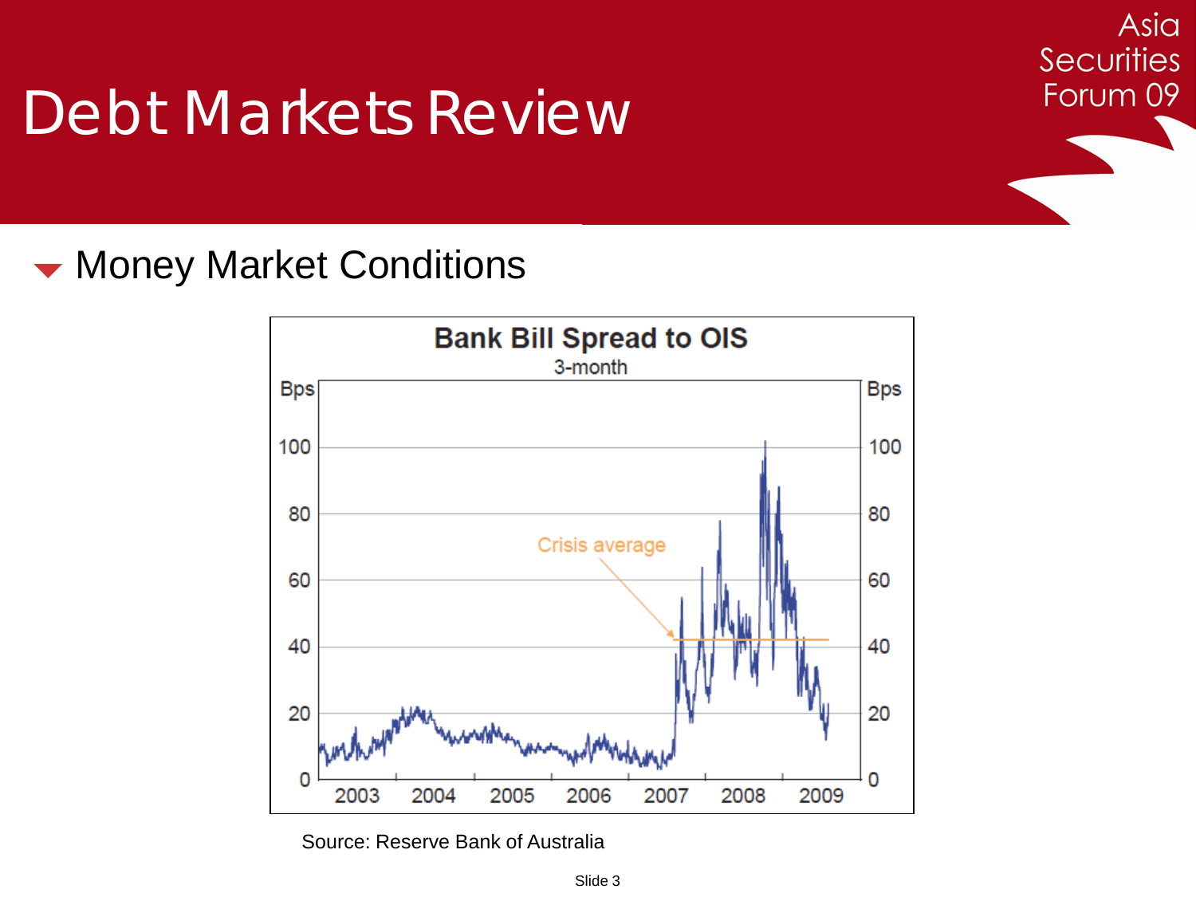# Debt Markets Review

## Money Market Conditions

**Bank Bill Spread to OIS**

3-month

Bps | Bps

100, 80, 60, 40, 20, 0

Crisis average

2003 2004 2005 2006 2007 2008 2009

Source: Reserve Bank of Australia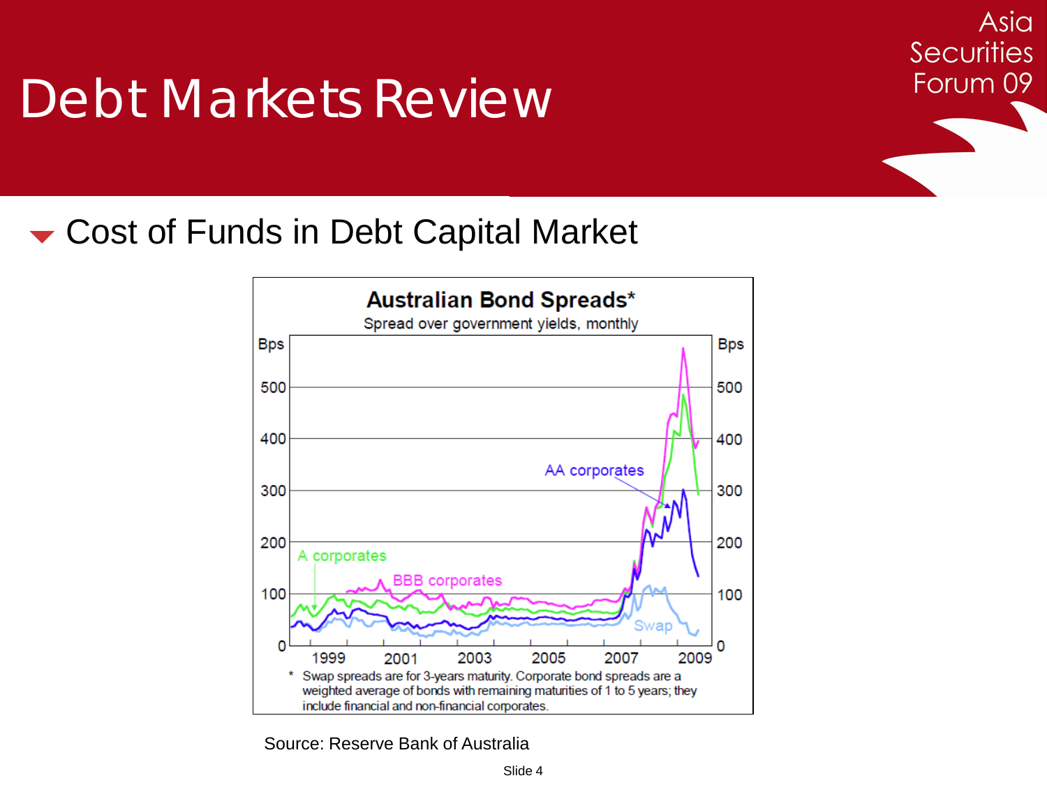# Debt Markets Review

## Cost of Funds in Debt Capital Market

**Australian Bond Spreads***

Spread over government yields, monthly

* Swap spreads are for 3-years maturity. Corporate bond spreads are a weighted average of bonds with remaining maturities of 1 to 5 years; they include financial and non-financial corporates.

Source: Reserve Bank of Australia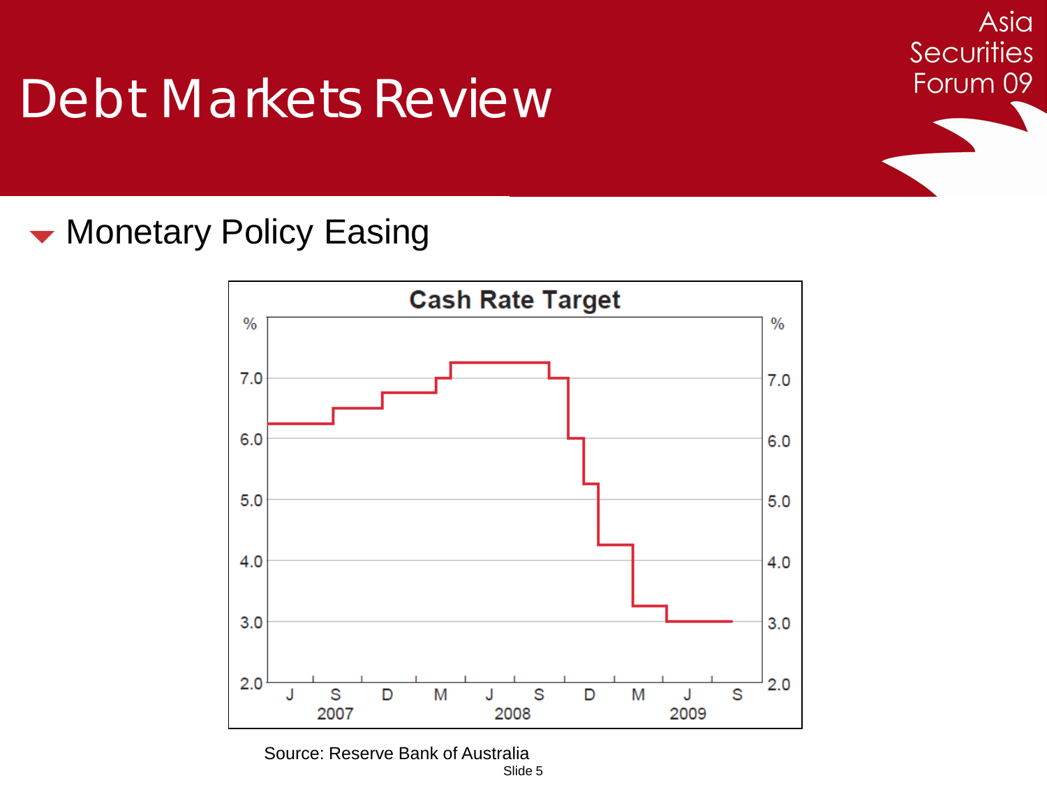# Debt Markets Review

## Monetary Policy Easing

**Cash Rate Target**

| % | | % |
|---|---|---|
| 7.0 | | 7.0 |
| 6.0 | | 6.0 |
| 5.0 | | 5.0 |
| 4.0 | | 4.0 |
| 3.0 | | 3.0 |
| 2.0 | | 2.0 |

J S D M J S D M J S
2007 2008 2009

Source: Reserve Bank of Australia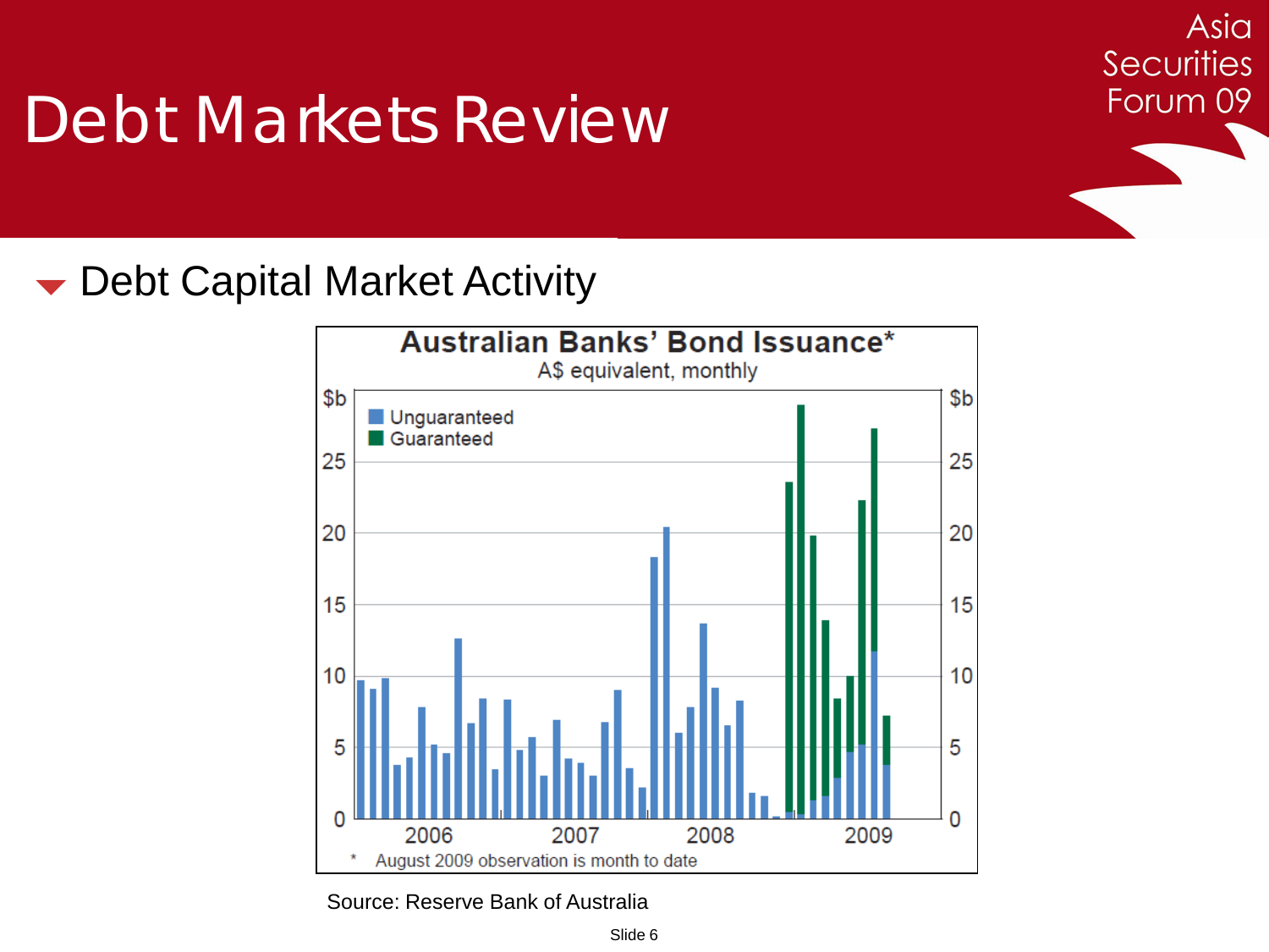# Debt Markets Review

Asia Securities Forum 09

## Debt Capital Market Activity

**Australian Banks' Bond Issuance***

A$ equivalent, monthly

\* August 2009 observation is month to date

Source: Reserve Bank of Australia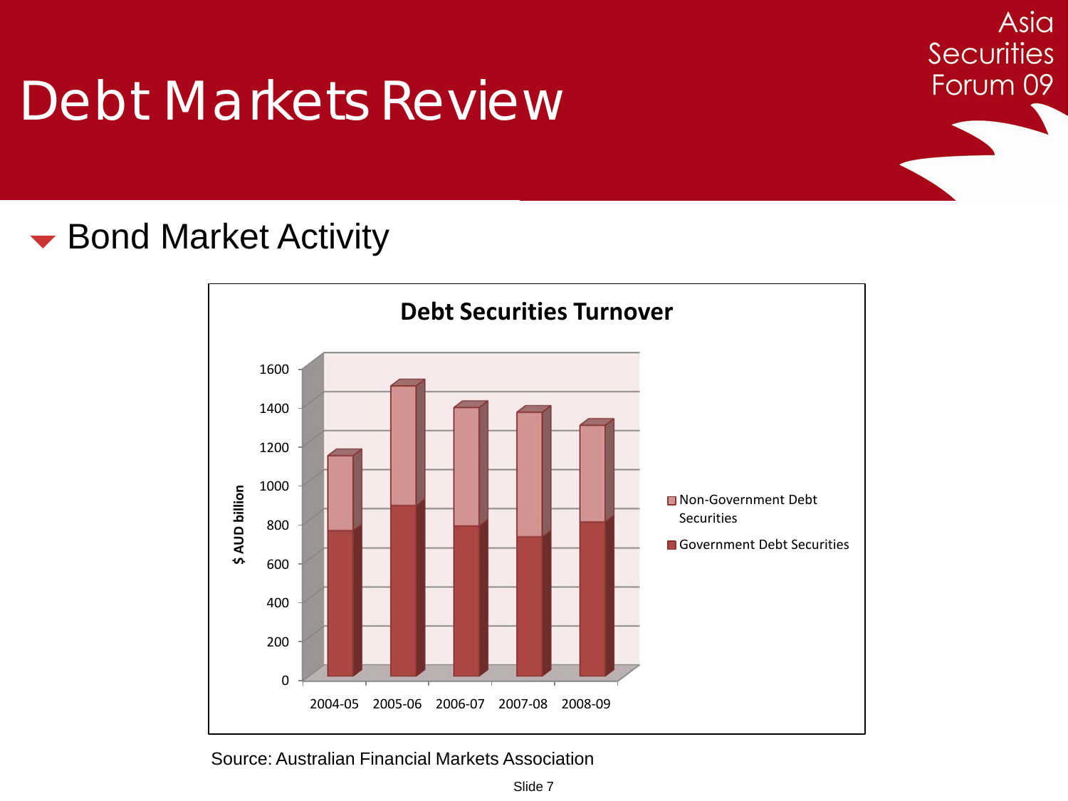# Debt Markets Review

## Bond Market Activity

**Debt Securities Turnover**

$ AUD billion

| | 2004-05 | 2005-06 | 2006-07 | 2007-08 | 2008-09 |
|---|---|---|---|---|---|
| Non-Government Debt Securities | | | | | |
| Government Debt Securities | | | | | |

Source: Australian Financial Markets Association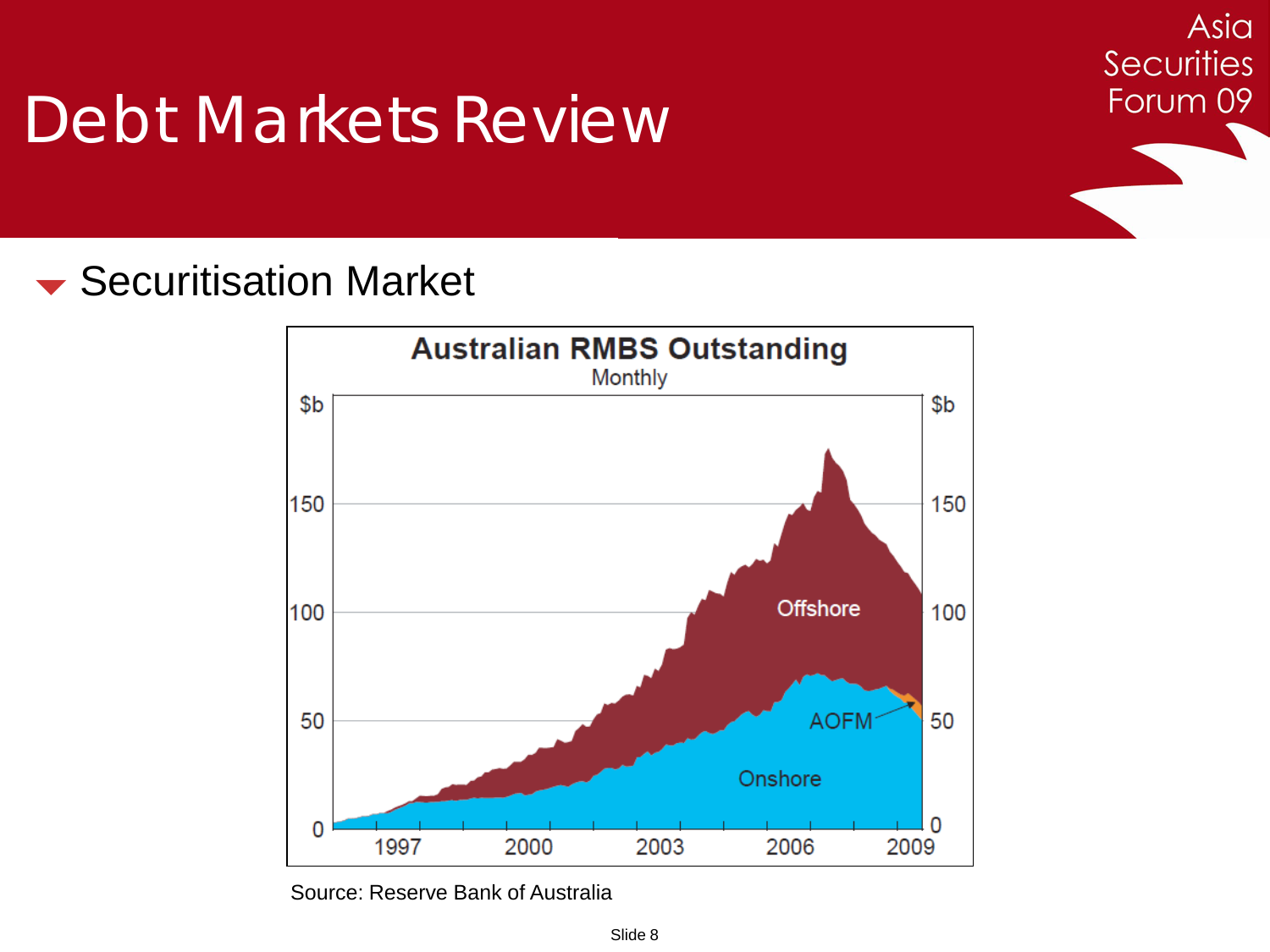# Debt Markets Review

## Securitisation Market

**Australian RMBS Outstanding**

Monthly

Offshore

AOFM

Onshore

Source: Reserve Bank of Australia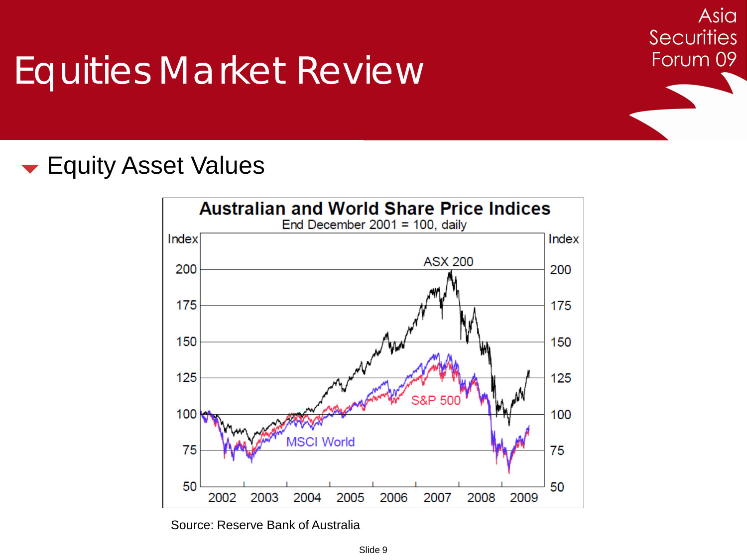# Equities Market Review

- Equity Asset Values

**Australian and World Share Price Indices**
End December 2001 = 100, daily

Source: Reserve Bank of Australia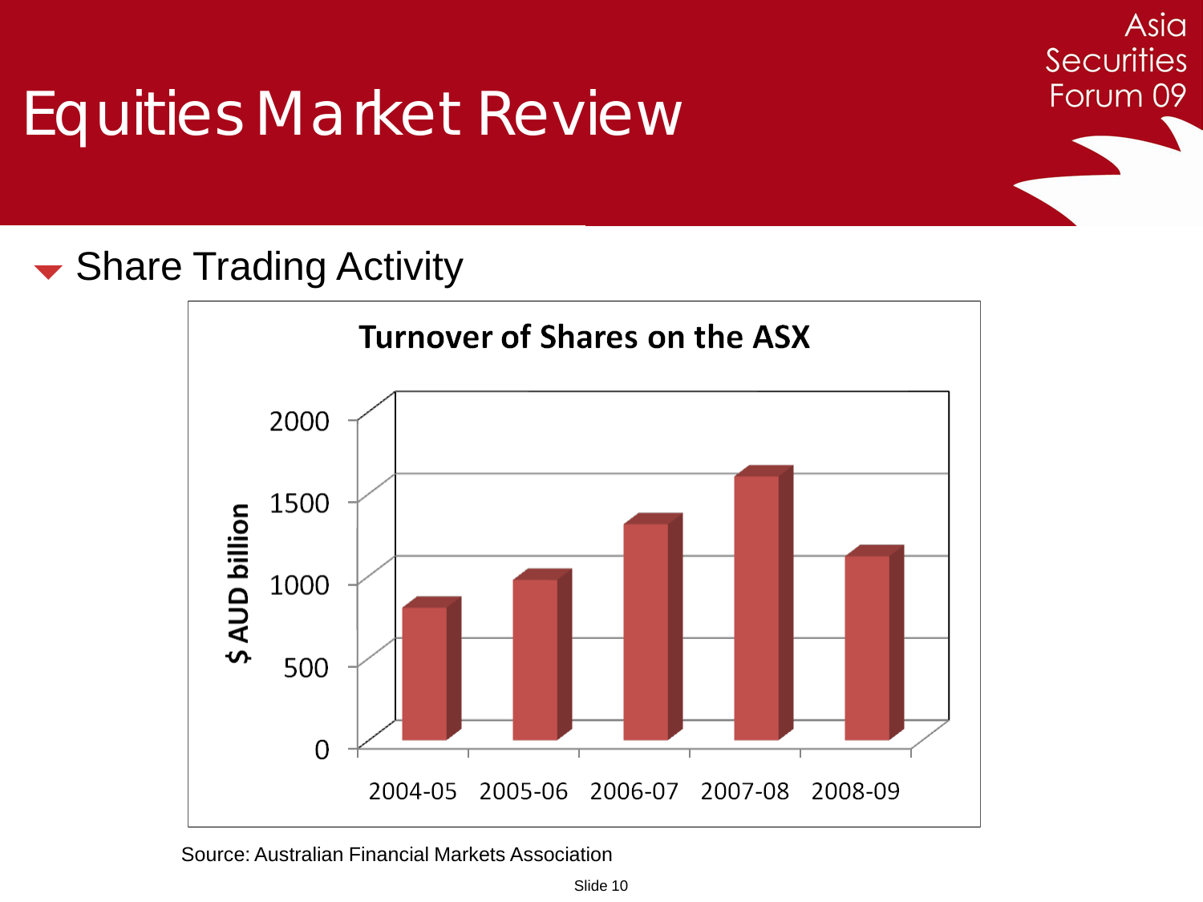# Equities Market Review

Asia Securities Forum 09

## Share Trading Activity

**Turnover of Shares on the ASX**

$ AUD billion

2000
1500
1000
500
0

2004-05 2005-06 2006-07 2007-08 2008-09

Source: Australian Financial Markets Association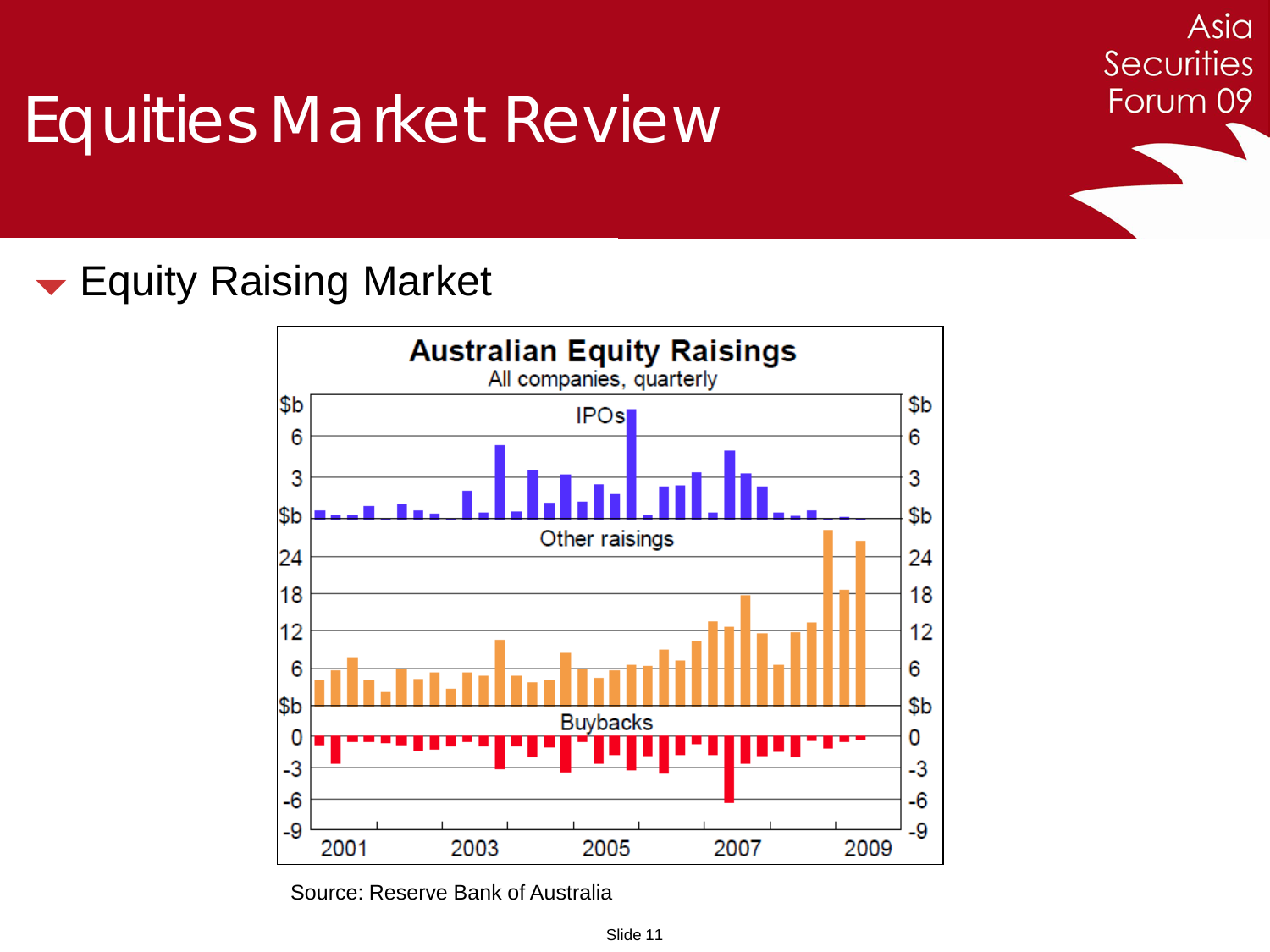# Equities Market Review

## Equity Raising Market

**Australian Equity Raisings**

All companies, quarterly

IPOs

Other raisings

Buybacks

Source: Reserve Bank of Australia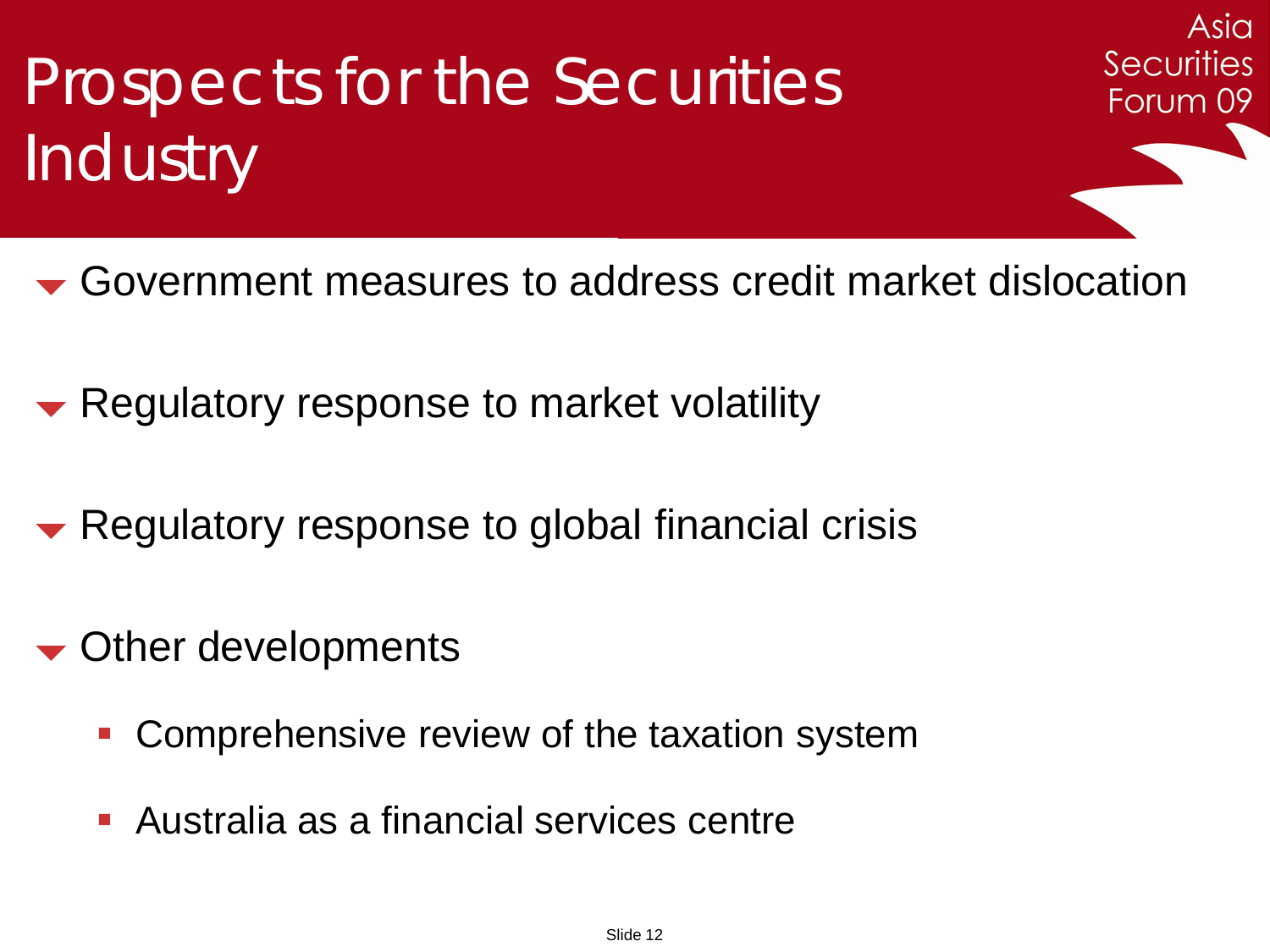# Prospects for the Securities Industry

- Government measures to address credit market dislocation
- Regulatory response to market volatility
- Regulatory response to global financial crisis
- Other developments
  - Comprehensive review of the taxation system
  - Australia as a financial services centre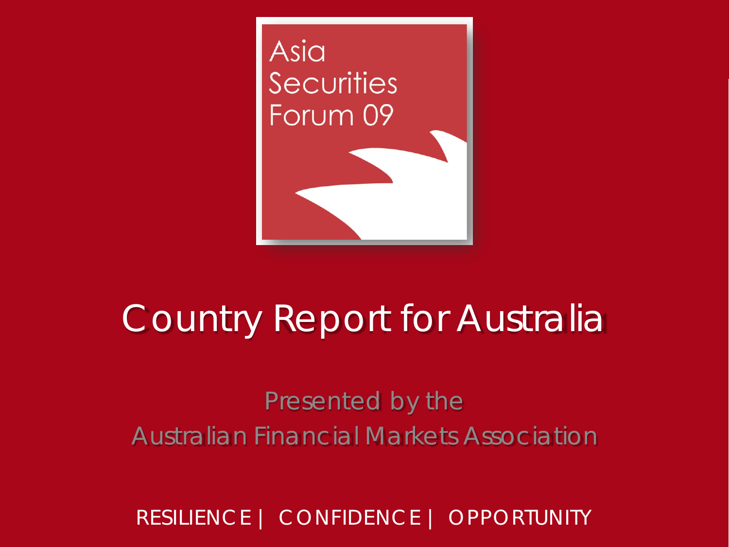Asia Securities Forum 09

# Country Report for Australia

Presented by the
Australian Financial Markets Association

RESILIENCE | CONFIDENCE | OPPORTUNITY